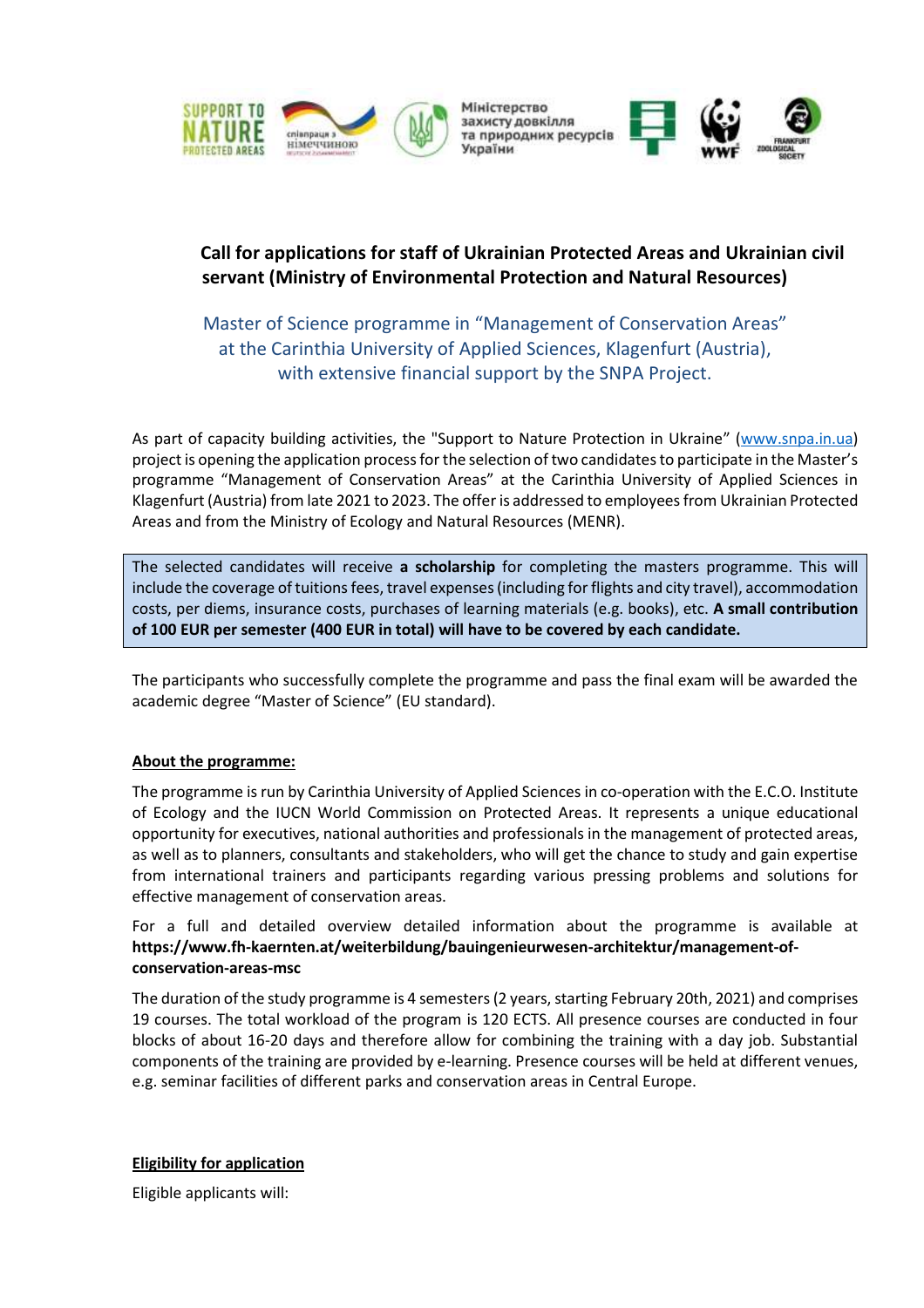**Call for applications for staff of Ukrainian Protected Areas and Ukrainian civil servant (Ministry of Environmental Protection and Natural Resources)**

Master of Science programme in "Management of Conservation Areas" at the Carinthia University of Applied Sciences, Klagenfurt (Austria), with extensive financial support by the SNPA Project.

As part of capacity building activities, the "Support to Nature Protection in Ukraine" (www.snpa.in.ua) project is opening the application process for the selection of two candidates to participate in the Master's programme "Management of Conservation Areas" at the Carinthia University of Applied Sciences in Klagenfurt (Austria) from late 2021 to 2023. The offer is addressed to employees from Ukrainian Protected Areas and from the Ministry of Ecology and Natural Resources (MENR).

The selected candidates will receive **a scholarship** for completing the masters programme. This will include the coverage of tuitions fees, travel expenses (including for flights and city travel), accommodation costs, per diems, insurance costs, purchases of learning materials (e.g. books), etc. **A small contribution of 100 EUR per semester (400 EUR in total) will have to be covered by each candidate.**

The participants who successfully complete the programme and pass the final exam will be awarded the academic degree "Master of Science" (EU standard).

**About the programme:**

The programme is run by Carinthia University of Applied Sciences in co-operation with the E.C.O. Institute of Ecology and the IUCN World Commission on Protected Areas. It represents a unique educational opportunity for executives, national authorities and professionals in the management of protected areas, as well as to planners, consultants and stakeholders, who will get the chance to study and gain expertise from international trainers and participants regarding various pressing problems and solutions for effective management of conservation areas.

For a full and detailed overview detailed information about the programme is available at **https://www.fh-kaernten.at/weiterbildung/bauingenieurwesen-architektur/management-of-conservation-areas-msc**

The duration of the study programme is 4 semesters (2 years, starting February 20th, 2021) and comprises 19 courses. The total workload of the program is 120 ECTS. All presence courses are conducted in four blocks of about 16-20 days and therefore allow for combining the training with a day job. Substantial components of the training are provided by e-learning. Presence courses will be held at different venues, e.g. seminar facilities of different parks and conservation areas in Central Europe.

**Eligibility for application**

Eligible applicants will: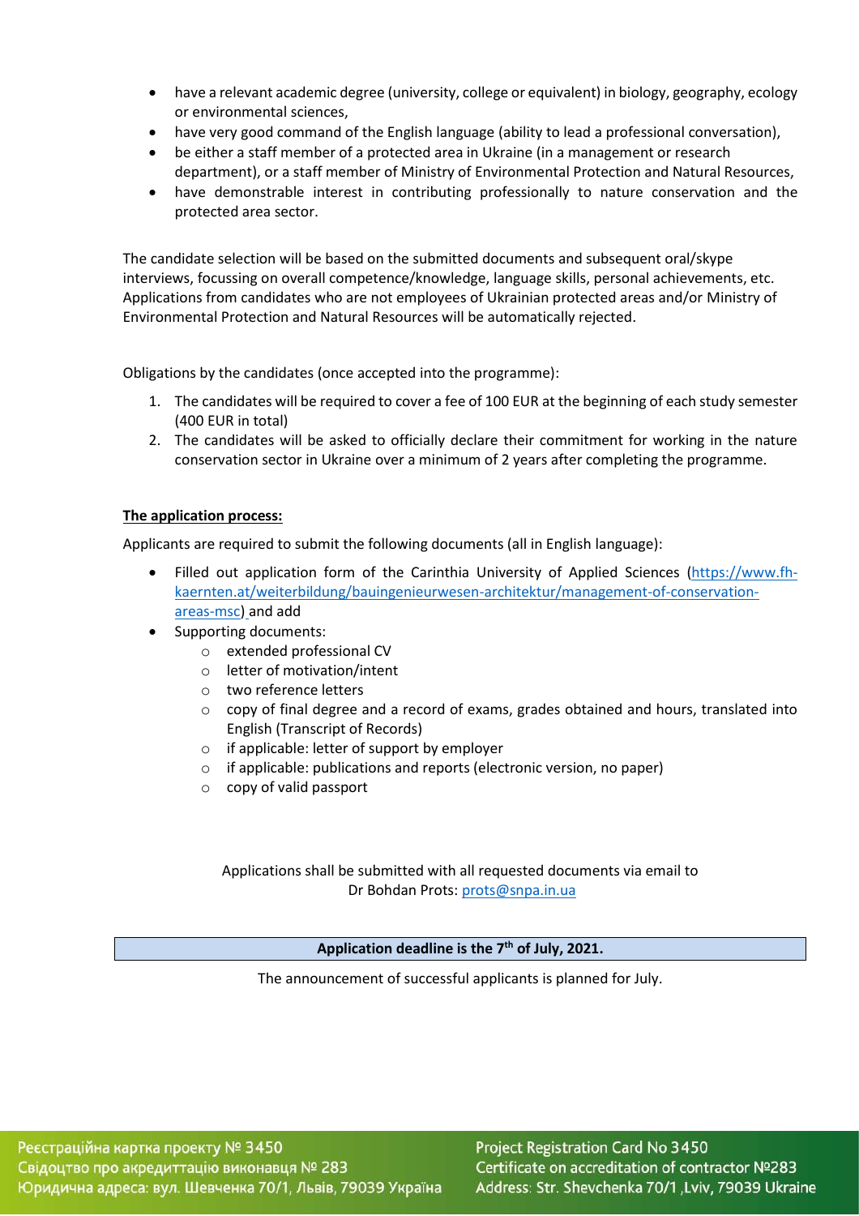- have a relevant academic degree (university, college or equivalent) in biology, geography, ecology or environmental sciences,
- have very good command of the English language (ability to lead a professional conversation),
- be either a staff member of a protected area in Ukraine (in a management or research department), or a staff member of Ministry of Environmental Protection and Natural Resources,
- have demonstrable interest in contributing professionally to nature conservation and the protected area sector.

The candidate selection will be based on the submitted documents and subsequent oral/skype interviews, focussing on overall competence/knowledge, language skills, personal achievements, etc. Applications from candidates who are not employees of Ukrainian protected areas and/or Ministry of Environmental Protection and Natural Resources will be automatically rejected.

Obligations by the candidates (once accepted into the programme):

1. The candidates will be required to cover a fee of 100 EUR at the beginning of each study semester (400 EUR in total)
2. The candidates will be asked to officially declare their commitment for working in the nature conservation sector in Ukraine over a minimum of 2 years after completing the programme.

**The application process:**

Applicants are required to submit the following documents (all in English language):

- Filled out application form of the Carinthia University of Applied Sciences (https://www.fh-kaernten.at/weiterbildung/bauingenieurwesen-architektur/management-of-conservation-areas-msc) and add
- Supporting documents:
  - extended professional CV
  - letter of motivation/intent
  - two reference letters
  - copy of final degree and a record of exams, grades obtained and hours, translated into English (Transcript of Records)
  - if applicable: letter of support by employer
  - if applicable: publications and reports (electronic version, no paper)
  - copy of valid passport

Applications shall be submitted with all requested documents via email to Dr Bohdan Prots: prots@snpa.in.ua

**Application deadline is the 7th of July, 2021.**

The announcement of successful applicants is planned for July.

Реєстраційна картка проекту № 3450
Свідоцтво про акредиттацію виконавця № 283
Юридична адреса: вул. Шевченка 70/1, Львів, 79039 Україна

Project Registration Card No 3450
Certificate on accreditation of contractor №283
Address: Str. Shevchenka 70/1 ,Lviv, 79039 Ukraine